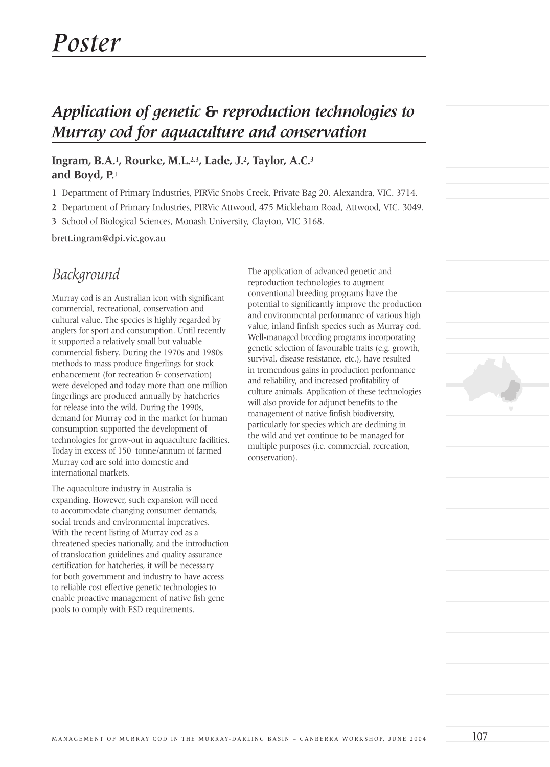# Poster

## Application of genetic & reproduction technologies to Murray cod for aquaculture and conservation

**Ingram, B.A.[1], Rourke, M.L.[2,3], Lade, J.[2], Taylor, A.C.[3] and Boyd, P.[1]**

1 Department of Primary Industries, PIRVic Snobs Creek, Private Bag 20, Alexandra, VIC. 3714.

2 Department of Primary Industries, PIRVic Attwood, 475 Mickleham Road, Attwood, VIC. 3049.

3 School of Biological Sciences, Monash University, Clayton, VIC 3168.

brett.ingram@dpi.vic.gov.au

## *Background*

Murray cod is an Australian icon with significant commercial, recreational, conservation and cultural value. The species is highly regarded by anglers for sport and consumption. Until recently it supported a relatively small but valuable commercial fishery. During the 1970s and 1980s methods to mass produce fingerlings for stock enhancement (for recreation & conservation) were developed and today more than one million fingerlings are produced annually by hatcheries for release into the wild. During the 1990s, demand for Murray cod in the market for human consumption supported the development of technologies for grow-out in aquaculture facilities. Today in excess of 150 tonne/annum of farmed Murray cod are sold into domestic and international markets.

The aquaculture industry in Australia is expanding. However, such expansion will need to accommodate changing consumer demands, social trends and environmental imperatives. With the recent listing of Murray cod as a threatened species nationally, and the introduction of translocation guidelines and quality assurance certification for hatcheries, it will be necessary for both government and industry to have access to reliable cost effective genetic technologies to enable proactive management of native fish gene pools to comply with ESD requirements.

The application of advanced genetic and reproduction technologies to augment conventional breeding programs have the potential to significantly improve the production and environmental performance of various high value, inland finfish species such as Murray cod. Well-managed breeding programs incorporating genetic selection of favourable traits (e.g. growth, survival, disease resistance, etc.), have resulted in tremendous gains in production performance and reliability, and increased profitability of culture animals. Application of these technologies will also provide for adjunct benefits to the management of native finfish biodiversity, particularly for species which are declining in the wild and yet continue to be managed for multiple purposes (i.e. commercial, recreation, conservation).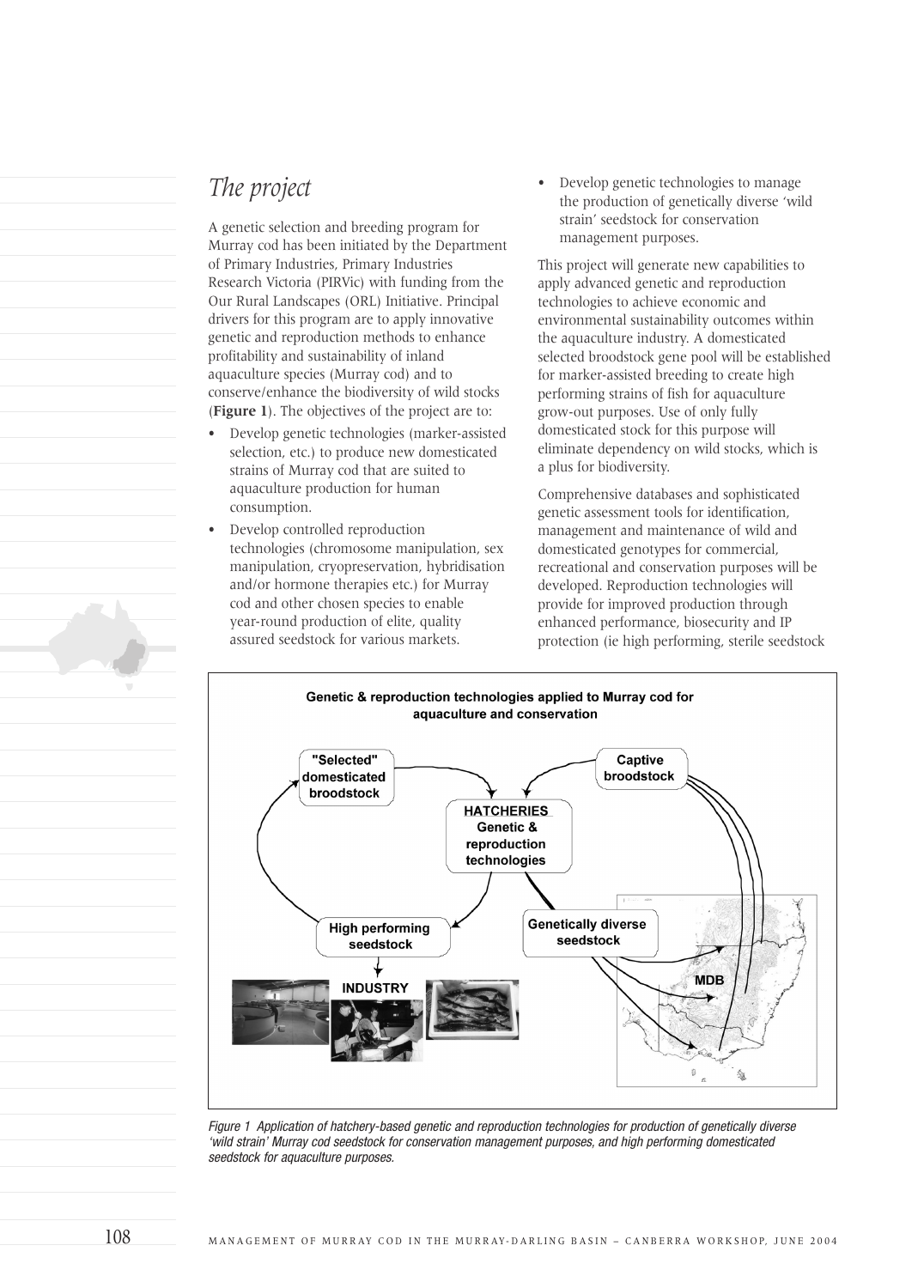## *The project*

A genetic selection and breeding program for Murray cod has been initiated by the Department of Primary Industries, Primary Industries Research Victoria (PIRVic) with funding from the Our Rural Landscapes (ORL) Initiative. Principal drivers for this program are to apply innovative genetic and reproduction methods to enhance profitability and sustainability of inland aquaculture species (Murray cod) and to conserve/enhance the biodiversity of wild stocks (**Figure 1**). The objectives of the project are to:

- Develop genetic technologies (marker-assisted selection, etc.) to produce new domesticated strains of Murray cod that are suited to aquaculture production for human consumption.
- Develop controlled reproduction technologies (chromosome manipulation, sex manipulation, cryopreservation, hybridisation and/or hormone therapies etc.) for Murray cod and other chosen species to enable year-round production of elite, quality assured seedstock for various markets.
- Develop genetic technologies to manage the production of genetically diverse 'wild strain' seedstock for conservation management purposes.

This project will generate new capabilities to apply advanced genetic and reproduction technologies to achieve economic and environmental sustainability outcomes within the aquaculture industry. A domesticated selected broodstock gene pool will be established for marker-assisted breeding to create high performing strains of fish for aquaculture grow-out purposes. Use of only fully domesticated stock for this purpose will eliminate dependency on wild stocks, which is a plus for biodiversity.

Comprehensive databases and sophisticated genetic assessment tools for identification, management and maintenance of wild and domesticated genotypes for commercial, recreational and conservation purposes will be developed. Reproduction technologies will provide for improved production through enhanced performance, biosecurity and IP protection (ie high performing, sterile seedstock

*Figure 1 Application of hatchery-based genetic and reproduction technologies for production of genetically diverse 'wild strain' Murray cod seedstock for conservation management purposes, and high performing domesticated seedstock for aquaculture purposes.*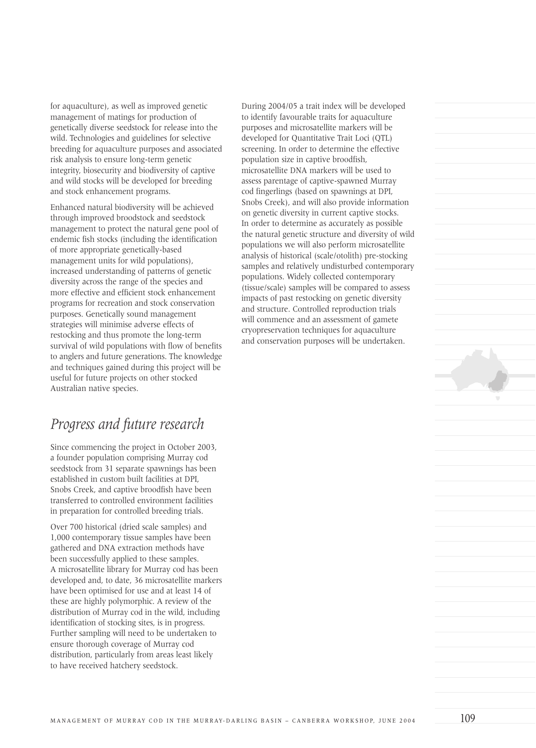for aquaculture), as well as improved genetic management of matings for production of genetically diverse seedstock for release into the wild. Technologies and guidelines for selective breeding for aquaculture purposes and associated risk analysis to ensure long-term genetic integrity, biosecurity and biodiversity of captive and wild stocks will be developed for breeding and stock enhancement programs.

Enhanced natural biodiversity will be achieved through improved broodstock and seedstock management to protect the natural gene pool of endemic fish stocks (including the identification of more appropriate genetically-based management units for wild populations), increased understanding of patterns of genetic diversity across the range of the species and more effective and efficient stock enhancement programs for recreation and stock conservation purposes. Genetically sound management strategies will minimise adverse effects of restocking and thus promote the long-term survival of wild populations with flow of benefits to anglers and future generations. The knowledge and techniques gained during this project will be useful for future projects on other stocked Australian native species.

## *Progress and future research*

Since commencing the project in October 2003, a founder population comprising Murray cod seedstock from 31 separate spawnings has been established in custom built facilities at DPI, Snobs Creek, and captive broodfish have been transferred to controlled environment facilities in preparation for controlled breeding trials.

Over 700 historical (dried scale samples) and 1,000 contemporary tissue samples have been gathered and DNA extraction methods have been successfully applied to these samples. A microsatellite library for Murray cod has been developed and, to date, 36 microsatellite markers have been optimised for use and at least 14 of these are highly polymorphic. A review of the distribution of Murray cod in the wild, including identification of stocking sites, is in progress. Further sampling will need to be undertaken to ensure thorough coverage of Murray cod distribution, particularly from areas least likely to have received hatchery seedstock.

During 2004/05 a trait index will be developed to identify favourable traits for aquaculture purposes and microsatellite markers will be developed for Quantitative Trait Loci (QTL) screening. In order to determine the effective population size in captive broodfish, microsatellite DNA markers will be used to assess parentage of captive-spawned Murray cod fingerlings (based on spawnings at DPI, Snobs Creek), and will also provide information on genetic diversity in current captive stocks. In order to determine as accurately as possible the natural genetic structure and diversity of wild populations we will also perform microsatellite analysis of historical (scale/otolith) pre-stocking samples and relatively undisturbed contemporary populations. Widely collected contemporary (tissue/scale) samples will be compared to assess impacts of past restocking on genetic diversity and structure. Controlled reproduction trials will commence and an assessment of gamete cryopreservation techniques for aquaculture and conservation purposes will be undertaken.